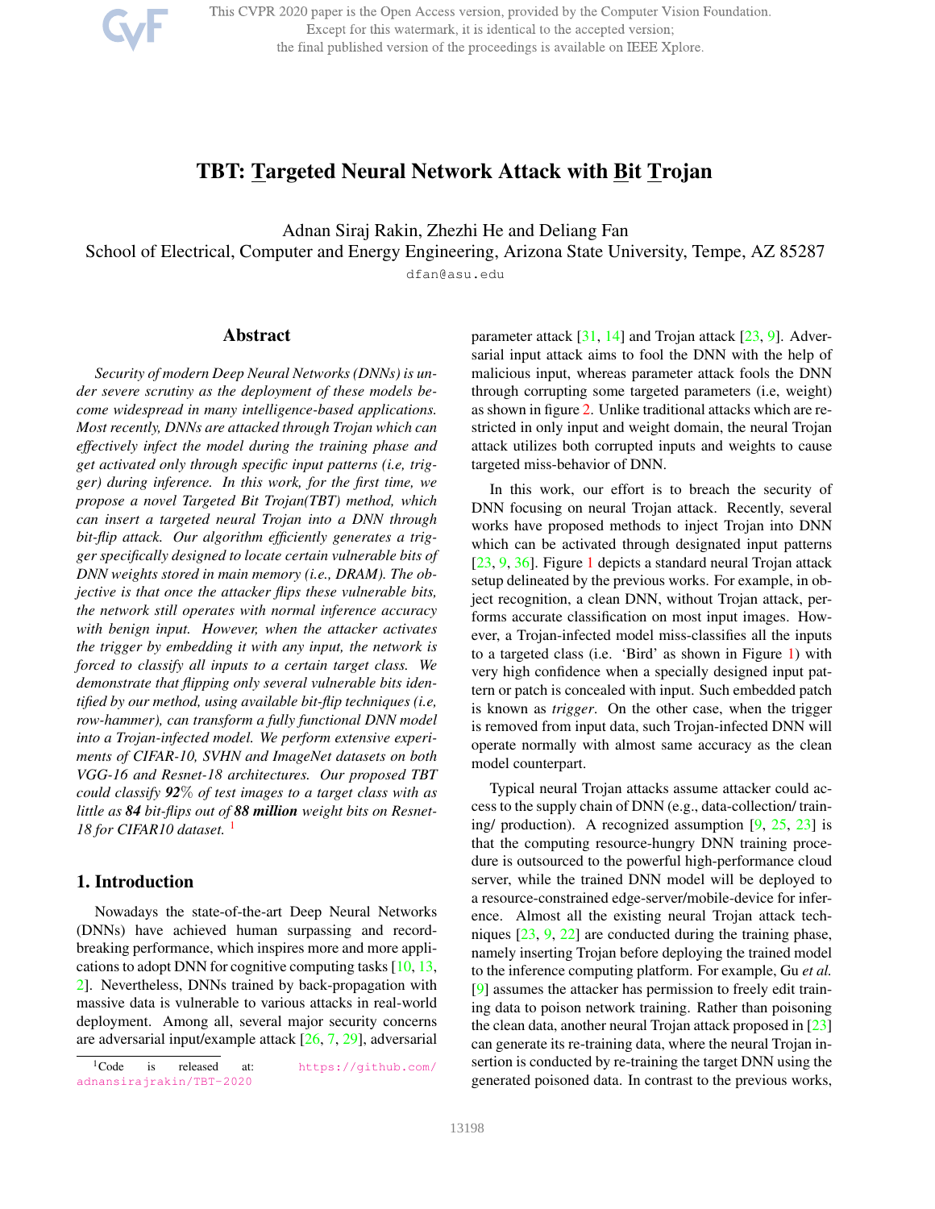# TBT: Targeted Neural Network Attack with Bit Trojan

Adnan Siraj Rakin, Zhezhi He and Deliang Fan
School of Electrical, Computer and Energy Engineering, Arizona State University, Tempe, AZ 85287
dfan@asu.edu

## Abstract

*Security of modern Deep Neural Networks (DNNs) is under severe scrutiny as the deployment of these models become widespread in many intelligence-based applications. Most recently, DNNs are attacked through Trojan which can effectively infect the model during the training phase and get activated only through specific input patterns (i.e, trigger) during inference. In this work, for the first time, we propose a novel Targeted Bit Trojan(TBT) method, which can insert a targeted neural Trojan into a DNN through bit-flip attack. Our algorithm efficiently generates a trigger specifically designed to locate certain vulnerable bits of DNN weights stored in main memory (i.e., DRAM). The objective is that once the attacker flips these vulnerable bits, the network still operates with normal inference accuracy with benign input. However, when the attacker activates the trigger by embedding it with any input, the network is forced to classify all inputs to a certain target class. We demonstrate that flipping only several vulnerable bits identified by our method, using available bit-flip techniques (i.e, row-hammer), can transform a fully functional DNN model into a Trojan-infected model. We perform extensive experiments of CIFAR-10, SVHN and ImageNet datasets on both VGG-16 and Resnet-18 architectures. Our proposed TBT could classify **92**% of test images to a target class with as little as **84** bit-flips out of **88 million** weight bits on Resnet-18 for CIFAR10 dataset.* [1]

## 1. Introduction

Nowadays the state-of-the-art Deep Neural Networks (DNNs) have achieved human surpassing and record-breaking performance, which inspires more and more applications to adopt DNN for cognitive computing tasks [10, 13, 2]. Nevertheless, DNNs trained by back-propagation with massive data is vulnerable to various attacks in real-world deployment. Among all, several major security concerns are adversarial input/example attack [26, 7, 29], adversarial parameter attack [31, 14] and Trojan attack [23, 9]. Adversarial input attack aims to fool the DNN with the help of malicious input, whereas parameter attack fools the DNN through corrupting some targeted parameters (i.e, weight) as shown in figure 2. Unlike traditional attacks which are restricted in only input and weight domain, the neural Trojan attack utilizes both corrupted inputs and weights to cause targeted miss-behavior of DNN.

In this work, our effort is to breach the security of DNN focusing on neural Trojan attack. Recently, several works have proposed methods to inject Trojan into DNN which can be activated through designated input patterns [23, 9, 36]. Figure 1 depicts a standard neural Trojan attack setup delineated by the previous works. For example, in object recognition, a clean DNN, without Trojan attack, performs accurate classification on most input images. However, a Trojan-infected model miss-classifies all the inputs to a targeted class (i.e. 'Bird' as shown in Figure 1) with very high confidence when a specially designed input pattern or patch is concealed with input. Such embedded patch is known as *trigger*. On the other case, when the trigger is removed from input data, such Trojan-infected DNN will operate normally with almost same accuracy as the clean model counterpart.

Typical neural Trojan attacks assume attacker could access to the supply chain of DNN (e.g., data-collection/ training/ production). A recognized assumption [9, 25, 23] is that the computing resource-hungry DNN training procedure is outsourced to the powerful high-performance cloud server, while the trained DNN model will be deployed to a resource-constrained edge-server/mobile-device for inference. Almost all the existing neural Trojan attack techniques [23, 9, 22] are conducted during the training phase, namely inserting Trojan before deploying the trained model to the inference computing platform. For example, Gu *et al.* [9] assumes the attacker has permission to freely edit training data to poison network training. Rather than poisoning the clean data, another neural Trojan attack proposed in [23] can generate its re-training data, where the neural Trojan insertion is conducted by re-training the target DNN using the generated poisoned data. In contrast to the previous works,

[1] Code is released at: https://github.com/adnansirajrakin/TBT-2020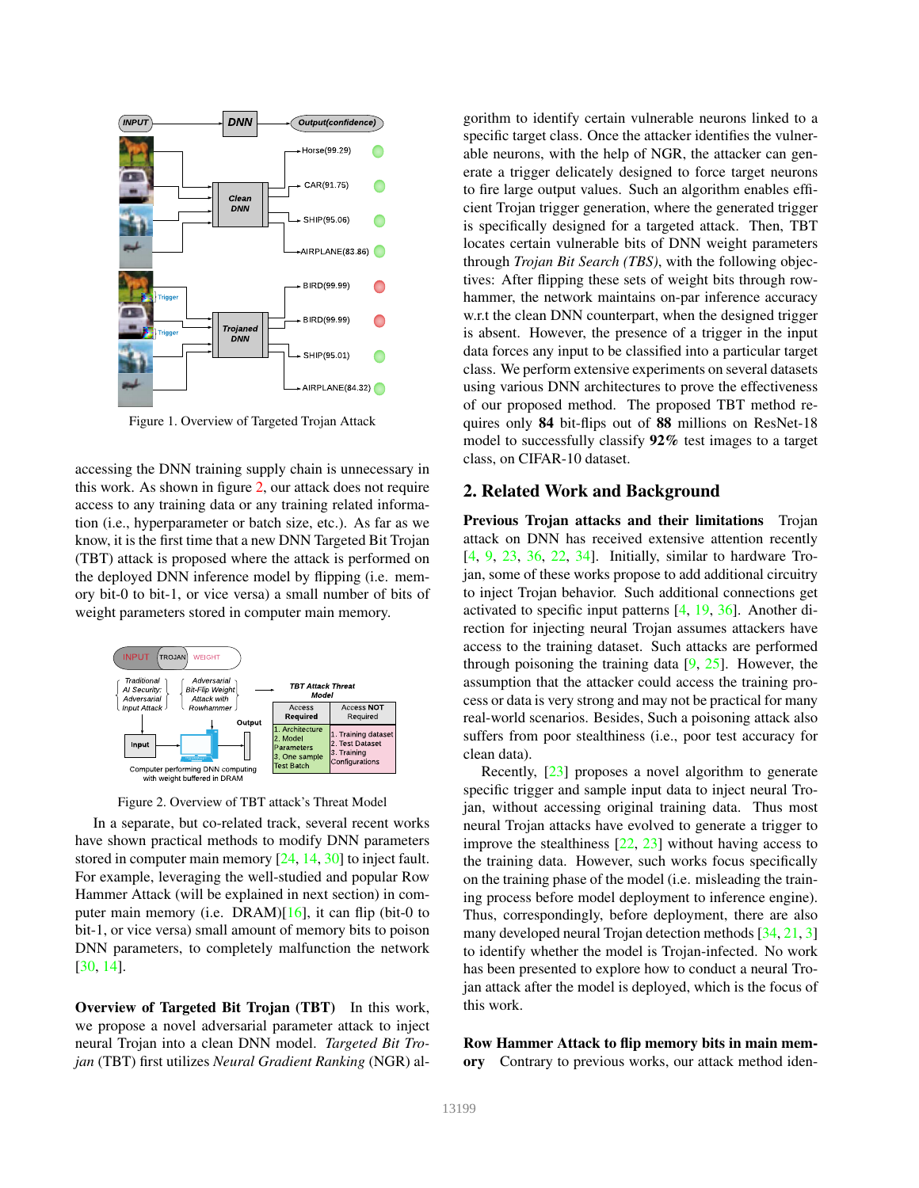INPUT

DNN

Output(confidence)

Horse(99.29)

CAR(91.75)

Clean DNN

SHIP(95.06)

AIRPLANE(83.86)

BIRD(99.99)

Trigger

BIRD(99.99)

Trigger

Trojaned DNN

SHIP(95.01)

AIRPLANE(84.32)

Figure 1. Overview of Targeted Trojan Attack

accessing the DNN training supply chain is unnecessary in this work. As shown in figure 2, our attack does not require access to any training data or any training related information (i.e., hyperparameter or batch size, etc.). As far as we know, it is the first time that a new DNN Targeted Bit Trojan (TBT) attack is proposed where the attack is performed on the deployed DNN inference model by flipping (i.e. memory bit-0 to bit-1, or vice versa) a small number of bits of weight parameters stored in computer main memory.

INPUT TROJAN WEIGHT

Traditional AI Security: Adversarial Input Attack

Adversarial Bit-Flip Weight Attack with Rowhammer

TBT Attack Threat Model

| Access Required | Access NOT Required |
| --- | --- |
| 1. Architecture<br>2. Model Parameters<br>3. One sample Test Batch | 1. Training dataset<br>2. Test Dataset<br>3. Training Configurations |

Output

Input

Computer performing DNN computing with weight buffered in DRAM

Figure 2. Overview of TBT attack's Threat Model

In a separate, but co-related track, several recent works have shown practical methods to modify DNN parameters stored in computer main memory [24, 14, 30] to inject fault. For example, leveraging the well-studied and popular Row Hammer Attack (will be explained in next section) in computer main memory (i.e. DRAM)[16], it can flip (bit-0 to bit-1, or vice versa) small amount of memory bits to poison DNN parameters, to completely malfunction the network [30, 14].

**Overview of Targeted Bit Trojan (TBT)** In this work, we propose a novel adversarial parameter attack to inject neural Trojan into a clean DNN model. *Targeted Bit Trojan* (TBT) first utilizes *Neural Gradient Ranking* (NGR) algorithm to identify certain vulnerable neurons linked to a specific target class. Once the attacker identifies the vulnerable neurons, with the help of NGR, the attacker can generate a trigger delicately designed to force target neurons to fire large output values. Such an algorithm enables efficient Trojan trigger generation, where the generated trigger is specifically designed for a targeted attack. Then, TBT locates certain vulnerable bits of DNN weight parameters through *Trojan Bit Search (TBS)*, with the following objectives: After flipping these sets of weight bits through row-hammer, the network maintains on-par inference accuracy w.r.t the clean DNN counterpart, when the designed trigger is absent. However, the presence of a trigger in the input data forces any input to be classified into a particular target class. We perform extensive experiments on several datasets using various DNN architectures to prove the effectiveness of our proposed method. The proposed TBT method requires only **84** bit-flips out of **88** millions on ResNet-18 model to successfully classify **92%** test images to a target class, on CIFAR-10 dataset.

## 2. Related Work and Background

**Previous Trojan attacks and their limitations** Trojan attack on DNN has received extensive attention recently [4, 9, 23, 36, 22, 34]. Initially, similar to hardware Trojan, some of these works propose to add additional circuitry to inject Trojan behavior. Such additional connections get activated to specific input patterns [4, 19, 36]. Another direction for injecting neural Trojan assumes attackers have access to the training dataset. Such attacks are performed through poisoning the training data [9, 25]. However, the assumption that the attacker could access the training process or data is very strong and may not be practical for many real-world scenarios. Besides, Such a poisoning attack also suffers from poor stealthiness (i.e., poor test accuracy for clean data).

Recently, [23] proposes a novel algorithm to generate specific trigger and sample input data to inject neural Trojan, without accessing original training data. Thus most neural Trojan attacks have evolved to generate a trigger to improve the stealthiness [22, 23] without having access to the training data. However, such works focus specifically on the training phase of the model (i.e. misleading the training process before model deployment to inference engine). Thus, correspondingly, before deployment, there are also many developed neural Trojan detection methods [34, 21, 3] to identify whether the model is Trojan-infected. No work has been presented to explore how to conduct a neural Trojan attack after the model is deployed, which is the focus of this work.

**Row Hammer Attack to flip memory bits in main memory** Contrary to previous works, our attack method iden-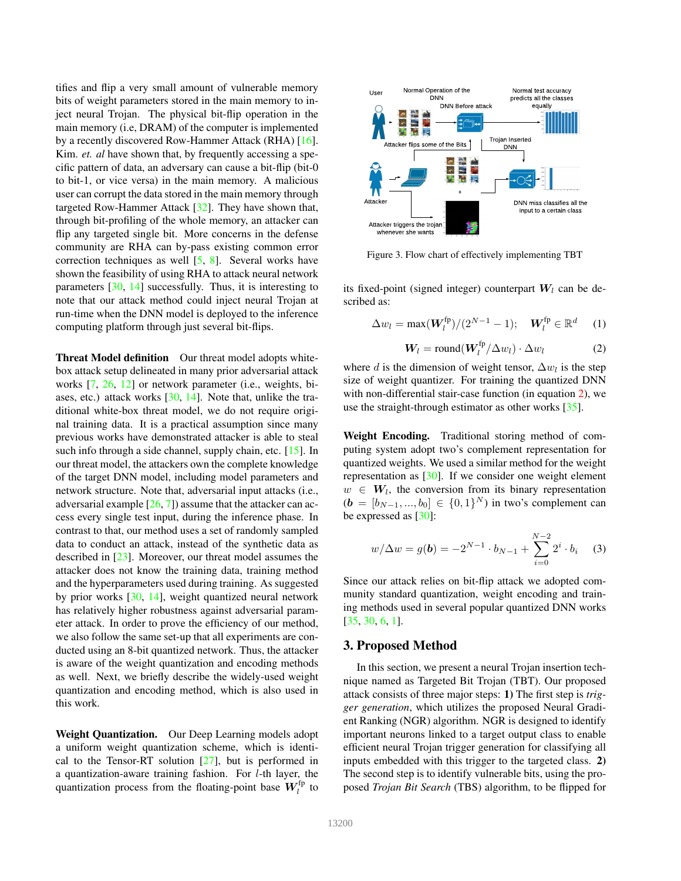tifies and flip a very small amount of vulnerable memory bits of weight parameters stored in the main memory to inject neural Trojan. The physical bit-flip operation in the main memory (i.e, DRAM) of the computer is implemented by a recently discovered Row-Hammer Attack (RHA) [16]. Kim. *et. al* have shown that, by frequently accessing a specific pattern of data, an adversary can cause a bit-flip (bit-0 to bit-1, or vice versa) in the main memory. A malicious user can corrupt the data stored in the main memory through targeted Row-Hammer Attack [32]. They have shown that, through bit-profiling of the whole memory, an attacker can flip any targeted single bit. More concerns in the defense community are RHA can by-pass existing common error correction techniques as well [5, 8]. Several works have shown the feasibility of using RHA to attack neural network parameters [30, 14] successfully. Thus, it is interesting to note that our attack method could inject neural Trojan at run-time when the DNN model is deployed to the inference computing platform through just several bit-flips.

**Threat Model definition** Our threat model adopts white-box attack setup delineated in many prior adversarial attack works [7, 26, 12] or network parameter (i.e., weights, biases, etc.) attack works [30, 14]. Note that, unlike the traditional white-box threat model, we do not require original training data. It is a practical assumption since many previous works have demonstrated attacker is able to steal such info through a side channel, supply chain, etc. [15]. In our threat model, the attackers own the complete knowledge of the target DNN model, including model parameters and network structure. Note that, adversarial input attacks (i.e., adversarial example [26, 7]) assume that the attacker can access every single test input, during the inference phase. In contrast to that, our method uses a set of randomly sampled data to conduct an attack, instead of the synthetic data as described in [23]. Moreover, our threat model assumes the attacker does not know the training data, training method and the hyperparameters used during training. As suggested by prior works [30, 14], weight quantized neural network has relatively higher robustness against adversarial parameter attack. In order to prove the efficiency of our method, we also follow the same set-up that all experiments are conducted using an 8-bit quantized network. Thus, the attacker is aware of the weight quantization and encoding methods as well. Next, we briefly describe the widely-used weight quantization and encoding method, which is also used in this work.

**Weight Quantization.** Our Deep Learning models adopt a uniform weight quantization scheme, which is identical to the Tensor-RT solution [27], but is performed in a quantization-aware training fashion. For $l$-th layer, the quantization process from the floating-point base $\boldsymbol{W}_l^{\text{fp}}$ to

User
Normal Operation of the DNN
DNN Before attack
Normal test accuracy predicts all the classes equally
Attacker flips some of the Bits
Trojan Inserted DNN
Attacker
DNN miss classifies all the input to a certain class
Attacker triggers the trojan whenever she wants

Figure 3. Flow chart of effectively implementing TBT

its fixed-point (signed integer) counterpart $\boldsymbol{W}_l$ can be described as:

$$\Delta w_l = \max(\boldsymbol{W}_l^{\text{fp}})/(2^{N-1}-1); \quad \boldsymbol{W}_l^{\text{fp}} \in \mathbb{R}^d \tag{1}$$

$$\boldsymbol{W}_l = \text{round}(\boldsymbol{W}_l^{\text{fp}}/\Delta w_l) \cdot \Delta w_l \tag{2}$$

where $d$ is the dimension of weight tensor, $\Delta w_l$ is the step size of weight quantizer. For training the quantized DNN with non-differential stair-case function (in equation 2), we use the straight-through estimator as other works [35].

**Weight Encoding.** Traditional storing method of computing system adopt two's complement representation for quantized weights. We used a similar method for the weight representation as [30]. If we consider one weight element $w \in \boldsymbol{W}_l$, the conversion from its binary representation ($\boldsymbol{b} = [b_{N-1}, ..., b_0] \in \{0,1\}^N$) in two's complement can be expressed as [30]:

$$w/\Delta w = g(\boldsymbol{b}) = -2^{N-1} \cdot b_{N-1} + \sum_{i=0}^{N-2} 2^i \cdot b_i \tag{3}$$

Since our attack relies on bit-flip attack we adopted community standard quantization, weight encoding and training methods used in several popular quantized DNN works [35, 30, 6, 1].

## 3. Proposed Method

In this section, we present a neural Trojan insertion technique named as Targeted Bit Trojan (TBT). Our proposed attack consists of three major steps: **1)** The first step is *trigger generation*, which utilizes the proposed Neural Gradient Ranking (NGR) algorithm. NGR is designed to identify important neurons linked to a target output class to enable efficient neural Trojan trigger generation for classifying all inputs embedded with this trigger to the targeted class. **2)** The second step is to identify vulnerable bits, using the proposed *Trojan Bit Search* (TBS) algorithm, to be flipped for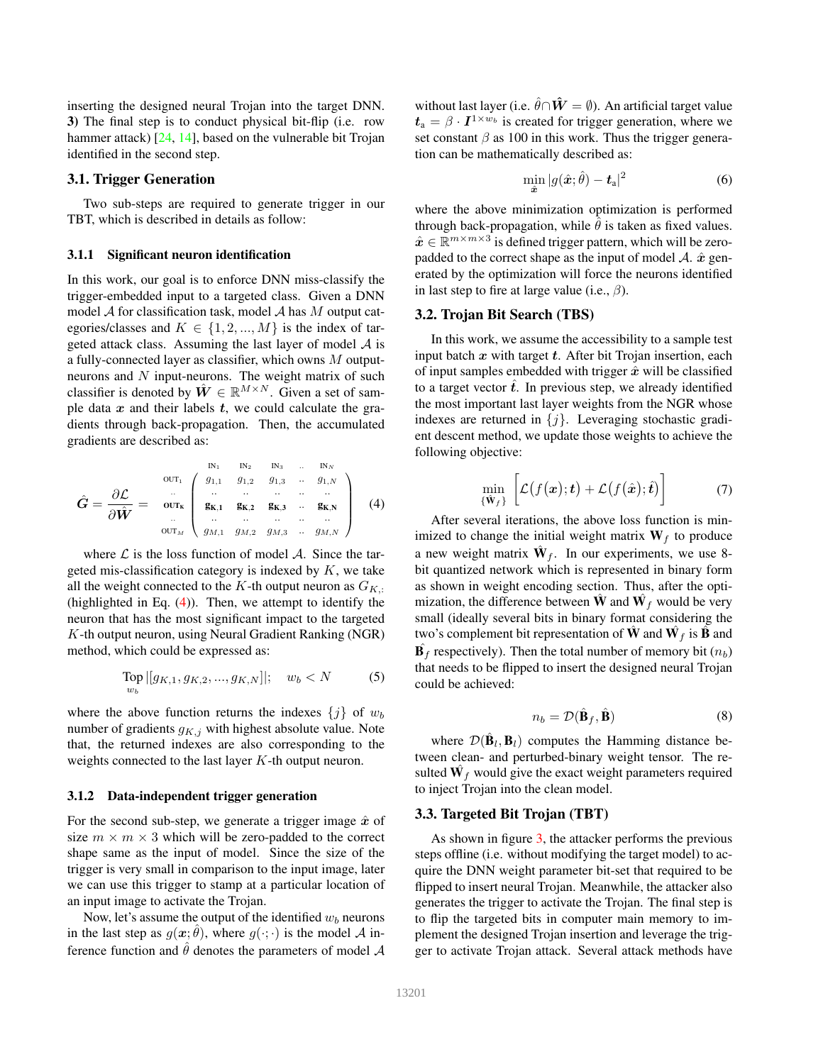inserting the designed neural Trojan into the target DNN. **3)** The final step is to conduct physical bit-flip (i.e. row hammer attack) [24, 14], based on the vulnerable bit Trojan identified in the second step.

## 3.1. Trigger Generation

Two sub-steps are required to generate trigger in our TBT, which is described in details as follow:

### 3.1.1 Significant neuron identification

In this work, our goal is to enforce DNN miss-classify the trigger-embedded input to a targeted class. Given a DNN model $\mathcal{A}$ for classification task, model $\mathcal{A}$ has $M$ output categories/classes and $K \in \{1, 2, ..., M\}$ is the index of targeted attack class. Assuming the last layer of model $\mathcal{A}$ is a fully-connected layer as classifier, which owns $M$ output-neurons and $N$ input-neurons. The weight matrix of such classifier is denoted by $\hat{\boldsymbol{W}} \in \mathbb{R}^{M \times N}$. Given a set of sample data $\boldsymbol{x}$ and their labels $\boldsymbol{t}$, we could calculate the gradients through back-propagation. Then, the accumulated gradients are described as:

$$\hat{\boldsymbol{G}} = \frac{\partial \mathcal{L}}{\partial \hat{\boldsymbol{W}}} = \begin{array}{c} \\ \text{OUT}_1 \\ .. \\ \textbf{OUT}_\textbf{K} \\ .. \\ \text{OUT}_M \end{array} \begin{array}{c} \begin{array}{ccccc} \text{IN}_1 & \text{IN}_2 & \text{IN}_3 & .. & \text{IN}_N \end{array} \\ \begin{pmatrix} g_{1,1} & g_{1,2} & g_{1,3} & .. & g_{1,N} \\ .. & .. & .. & .. & .. \\ \mathbf{g_{K,1}} & \mathbf{g_{K,2}} & \mathbf{g_{K,3}} & .. & \mathbf{g_{K,N}} \\ .. & .. & .. & .. & .. \\ g_{M,1} & g_{M,2} & g_{M,3} & .. & g_{M,N} \end{pmatrix} \end{array} \tag{4}$$

where $\mathcal{L}$ is the loss function of model $\mathcal{A}$. Since the targeted mis-classification category is indexed by $K$, we take all the weight connected to the $K$-th output neuron as $G_{K,:}$ (highlighted in Eq. (4)). Then, we attempt to identify the neuron that has the most significant impact to the targeted $K$-th output neuron, using Neural Gradient Ranking (NGR) method, which could be expressed as:

$$\underset{w_b}{\text{Top}}\, |[g_{K,1}, g_{K,2}, ..., g_{K,N}]|; \quad w_b < N \tag{5}$$

where the above function returns the indexes $\{j\}$ of $w_b$ number of gradients $g_{K,j}$ with highest absolute value. Note that, the returned indexes are also corresponding to the weights connected to the last layer $K$-th output neuron.

### 3.1.2 Data-independent trigger generation

For the second sub-step, we generate a trigger image $\hat{\boldsymbol{x}}$ of size $m \times m \times 3$ which will be zero-padded to the correct shape same as the input of model. Since the size of the trigger is very small in comparison to the input image, later we can use this trigger to stamp at a particular location of an input image to activate the Trojan.

Now, let's assume the output of the identified $w_b$ neurons in the last step as $g(\boldsymbol{x}; \hat{\theta})$, where $g(\cdot;\cdot)$ is the model $\mathcal{A}$ inference function and $\hat{\theta}$ denotes the parameters of model $\mathcal{A}$ without last layer (i.e. $\hat{\theta} \cap \hat{\boldsymbol{W}} = \emptyset$). An artificial target value $\boldsymbol{t}_\text{a} = \beta \cdot \boldsymbol{I}^{1 \times w_b}$ is created for trigger generation, where we set constant $\beta$ as 100 in this work. Thus the trigger generation can be mathematically described as:

$$\min_{\hat{\boldsymbol{x}}} |g(\hat{\boldsymbol{x}}; \hat{\theta}) - \boldsymbol{t}_\text{a}|^2 \tag{6}$$

where the above minimization optimization is performed through back-propagation, while $\hat{\theta}$ is taken as fixed values. $\hat{\boldsymbol{x}} \in \mathbb{R}^{m \times m \times 3}$ is defined trigger pattern, which will be zero-padded to the correct shape as the input of model $\mathcal{A}$. $\hat{\boldsymbol{x}}$ generated by the optimization will force the neurons identified in last step to fire at large value (i.e., $\beta$).

## 3.2. Trojan Bit Search (TBS)

In this work, we assume the accessibility to a sample test input batch $\boldsymbol{x}$ with target $\boldsymbol{t}$. After bit Trojan insertion, each of input samples embedded with trigger $\hat{\boldsymbol{x}}$ will be classified to a target vector $\hat{\boldsymbol{t}}$. In previous step, we already identified the most important last layer weights from the NGR whose indexes are returned in $\{j\}$. Leveraging stochastic gradient descent method, we update those weights to achieve the following objective:

$$\min_{\{\hat{\mathbf{W}}_f\}} \Big[ \mathcal{L}\big(f(\boldsymbol{x}); \boldsymbol{t}\big) + \mathcal{L}\big(f(\hat{\boldsymbol{x}}); \hat{\boldsymbol{t}}\big) \Big] \tag{7}$$

After several iterations, the above loss function is minimized to change the initial weight matrix $\mathbf{W}_f$ to produce a new weight matrix $\hat{\mathbf{W}}_f$. In our experiments, we use 8-bit quantized network which is represented in binary form as shown in weight encoding section. Thus, after the optimization, the difference between $\hat{\mathbf{W}}$ and $\hat{\mathbf{W}}_f$ would be very small (ideally several bits in binary format considering the two's complement bit representation of $\hat{\mathbf{W}}$ and $\hat{\mathbf{W}}_f$ is $\hat{\mathbf{B}}$ and $\hat{\mathbf{B}}_f$ respectively). Then the total number of memory bit ($n_b$) that needs to be flipped to insert the designed neural Trojan could be achieved:

$$n_b = \mathcal{D}(\hat{\mathbf{B}}_f, \hat{\mathbf{B}}) \tag{8}$$

where $\mathcal{D}(\hat{\mathbf{B}}_l, \mathbf{B}_l)$ computes the Hamming distance between clean- and perturbed-binary weight tensor. The resulted $\hat{\mathbf{W}}_f$ would give the exact weight parameters required to inject Trojan into the clean model.

## 3.3. Targeted Bit Trojan (TBT)

As shown in figure 3, the attacker performs the previous steps offline (i.e. without modifying the target model) to acquire the DNN weight parameter bit-set that required to be flipped to insert neural Trojan. Meanwhile, the attacker also generates the trigger to activate the Trojan. The final step is to flip the targeted bits in computer main memory to implement the designed Trojan insertion and leverage the trigger to activate Trojan attack. Several attack methods have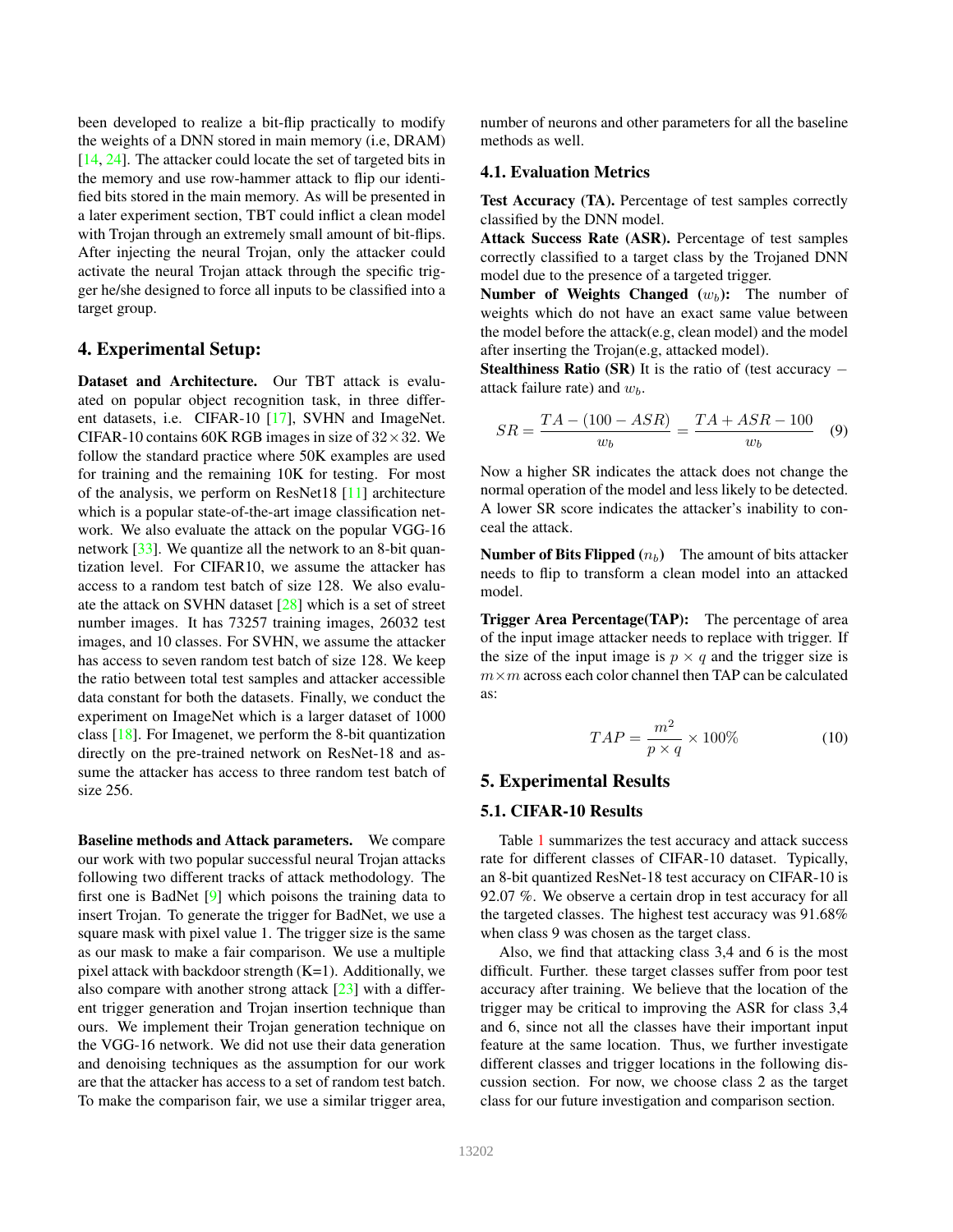been developed to realize a bit-flip practically to modify the weights of a DNN stored in main memory (i.e, DRAM) [14, 24]. The attacker could locate the set of targeted bits in the memory and use row-hammer attack to flip our identified bits stored in the main memory. As will be presented in a later experiment section, TBT could inflict a clean model with Trojan through an extremely small amount of bit-flips. After injecting the neural Trojan, only the attacker could activate the neural Trojan attack through the specific trigger he/she designed to force all inputs to be classified into a target group.

# 4. Experimental Setup:

**Dataset and Architecture.** Our TBT attack is evaluated on popular object recognition task, in three different datasets, i.e. CIFAR-10 [17], SVHN and ImageNet. CIFAR-10 contains 60K RGB images in size of $32 \times 32$. We follow the standard practice where 50K examples are used for training and the remaining 10K for testing. For most of the analysis, we perform on ResNet18 [11] architecture which is a popular state-of-the-art image classification network. We also evaluate the attack on the popular VGG-16 network [33]. We quantize all the network to an 8-bit quantization level. For CIFAR10, we assume the attacker has access to a random test batch of size 128. We also evaluate the attack on SVHN dataset [28] which is a set of street number images. It has 73257 training images, 26032 test images, and 10 classes. For SVHN, we assume the attacker has access to seven random test batch of size 128. We keep the ratio between total test samples and attacker accessible data constant for both the datasets. Finally, we conduct the experiment on ImageNet which is a larger dataset of 1000 class [18]. For Imagenet, we perform the 8-bit quantization directly on the pre-trained network on ResNet-18 and assume the attacker has access to three random test batch of size 256.

**Baseline methods and Attack parameters.** We compare our work with two popular successful neural Trojan attacks following two different tracks of attack methodology. The first one is BadNet [9] which poisons the training data to insert Trojan. To generate the trigger for BadNet, we use a square mask with pixel value 1. The trigger size is the same as our mask to make a fair comparison. We use a multiple pixel attack with backdoor strength (K=1). Additionally, we also compare with another strong attack [23] with a different trigger generation and Trojan insertion technique than ours. We implement their Trojan generation technique on the VGG-16 network. We did not use their data generation and denoising techniques as the assumption for our work are that the attacker has access to a set of random test batch. To make the comparison fair, we use a similar trigger area, number of neurons and other parameters for all the baseline methods as well.

## 4.1. Evaluation Metrics

**Test Accuracy (TA).** Percentage of test samples correctly classified by the DNN model.

**Attack Success Rate (ASR).** Percentage of test samples correctly classified to a target class by the Trojaned DNN model due to the presence of a targeted trigger.

**Number of Weights Changed ($w_b$):** The number of weights which do not have an exact same value between the model before the attack(e.g, clean model) and the model after inserting the Trojan(e.g, attacked model).

**Stealthiness Ratio (SR)** It is the ratio of (test accuracy − attack failure rate) and $w_b$.

$$SR = \frac{TA - (100 - ASR)}{w_b} = \frac{TA + ASR - 100}{w_b} \quad (9)$$

Now a higher SR indicates the attack does not change the normal operation of the model and less likely to be detected. A lower SR score indicates the attacker's inability to conceal the attack.

**Number of Bits Flipped ($n_b$)** The amount of bits attacker needs to flip to transform a clean model into an attacked model.

**Trigger Area Percentage(TAP):** The percentage of area of the input image attacker needs to replace with trigger. If the size of the input image is $p \times q$ and the trigger size is $m \times m$ across each color channel then TAP can be calculated as:

$$TAP = \frac{m^2}{p \times q} \times 100\% \quad (10)$$

# 5. Experimental Results

## 5.1. CIFAR-10 Results

Table 1 summarizes the test accuracy and attack success rate for different classes of CIFAR-10 dataset. Typically, an 8-bit quantized ResNet-18 test accuracy on CIFAR-10 is 92.07 %. We observe a certain drop in test accuracy for all the targeted classes. The highest test accuracy was 91.68% when class 9 was chosen as the target class.

Also, we find that attacking class 3,4 and 6 is the most difficult. Further. these target classes suffer from poor test accuracy after training. We believe that the location of the trigger may be critical to improving the ASR for class 3,4 and 6, since not all the classes have their important input feature at the same location. Thus, we further investigate different classes and trigger locations in the following discussion section. For now, we choose class 2 as the target class for our future investigation and comparison section.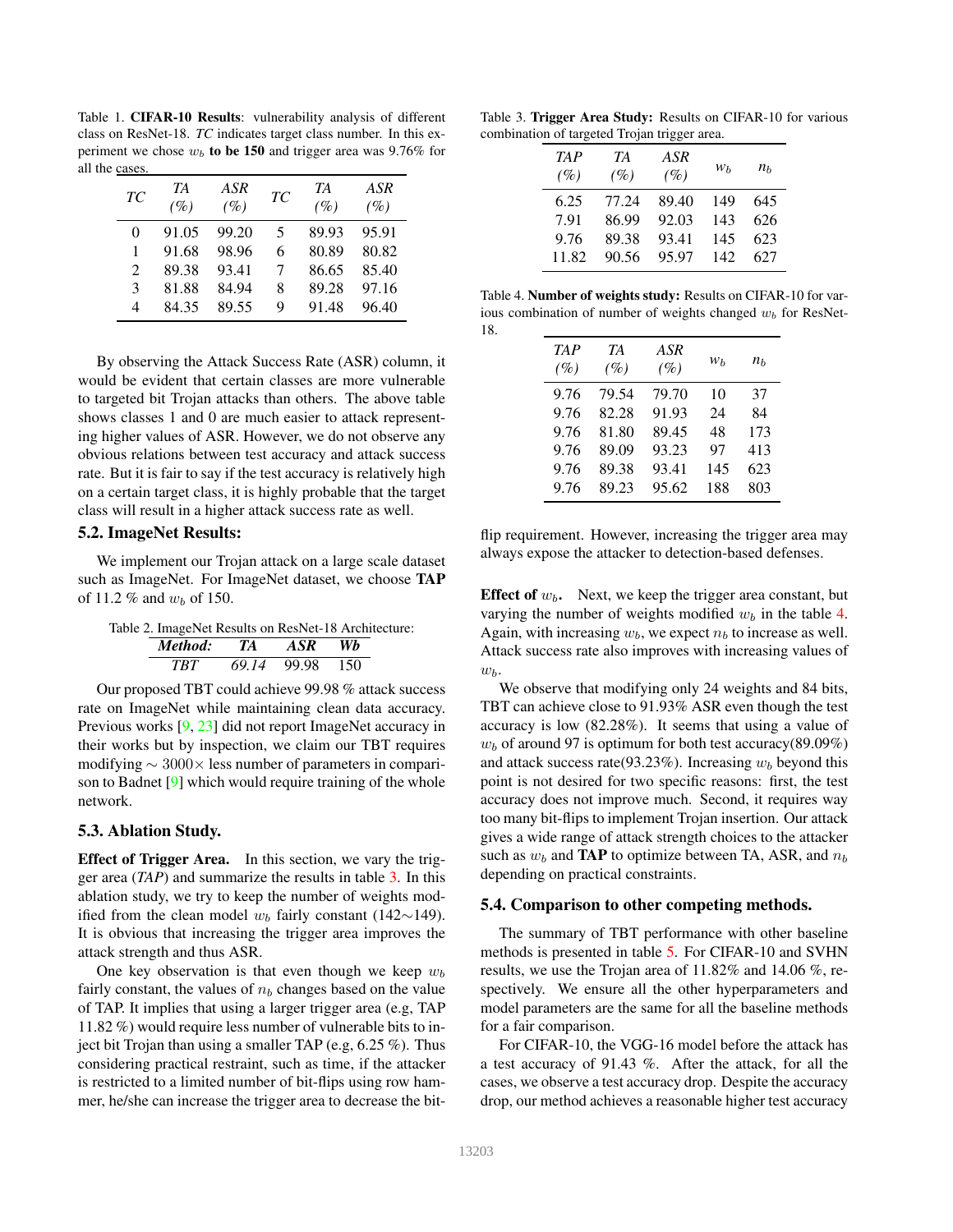Table 1. **CIFAR-10 Results**: vulnerability analysis of different class on ResNet-18. *TC* indicates target class number. In this experiment we chose $w_b$ **to be 150** and trigger area was 9.76% for all the cases.

| *TC* | *TA* (%) | *ASR* (%) | *TC* | *TA* (%) | *ASR* (%) |
|---|---|---|---|---|---|
| 0 | 91.05 | 99.20 | 5 | 89.93 | 95.91 |
| 1 | 91.68 | 98.96 | 6 | 80.89 | 80.82 |
| 2 | 89.38 | 93.41 | 7 | 86.65 | 85.40 |
| 3 | 81.88 | 84.94 | 8 | 89.28 | 97.16 |
| 4 | 84.35 | 89.55 | 9 | 91.48 | 96.40 |

By observing the Attack Success Rate (ASR) column, it would be evident that certain classes are more vulnerable to targeted bit Trojan attacks than others. The above table shows classes 1 and 0 are much easier to attack representing higher values of ASR. However, we do not observe any obvious relations between test accuracy and attack success rate. But it is fair to say if the test accuracy is relatively high on a certain target class, it is highly probable that the target class will result in a higher attack success rate as well.

### 5.2. ImageNet Results:

We implement our Trojan attack on a large scale dataset such as ImageNet. For ImageNet dataset, we choose **TAP** of 11.2 % and $w_b$ of 150.

Table 2. ImageNet Results on ResNet-18 Architecture:

| *Method:* | *TA* | *ASR* | *Wb* |
|---|---|---|---|
| *TBT* | *69.14* | 99.98 | 150 |

Our proposed TBT could achieve 99.98 % attack success rate on ImageNet while maintaining clean data accuracy. Previous works [9, 23] did not report ImageNet accuracy in their works but by inspection, we claim our TBT requires modifying $\sim 3000\times$ less number of parameters in comparison to Badnet [9] which would require training of the whole network.

### 5.3. Ablation Study.

**Effect of Trigger Area.** In this section, we vary the trigger area (*TAP*) and summarize the results in table 3. In this ablation study, we try to keep the number of weights modified from the clean model $w_b$ fairly constant (142$\sim$149). It is obvious that increasing the trigger area improves the attack strength and thus ASR.

One key observation is that even though we keep $w_b$ fairly constant, the values of $n_b$ changes based on the value of TAP. It implies that using a larger trigger area (e.g, TAP 11.82 %) would require less number of vulnerable bits to inject bit Trojan than using a smaller TAP (e.g, 6.25 %). Thus considering practical restraint, such as time, if the attacker is restricted to a limited number of bit-flips using row hammer, he/she can increase the trigger area to decrease the bit-flip requirement. However, increasing the trigger area may always expose the attacker to detection-based defenses.

Table 3. **Trigger Area Study:** Results on CIFAR-10 for various combination of targeted Trojan trigger area.

| *TAP* (%) | *TA* (%) | *ASR* (%) | $w_b$ | $n_b$ |
|---|---|---|---|---|
| 6.25 | 77.24 | 89.40 | 149 | 645 |
| 7.91 | 86.99 | 92.03 | 143 | 626 |
| 9.76 | 89.38 | 93.41 | 145 | 623 |
| 11.82 | 90.56 | 95.97 | 142 | 627 |

Table 4. **Number of weights study:** Results on CIFAR-10 for various combination of number of weights changed $w_b$ for ResNet-18.

| *TAP* (%) | *TA* (%) | *ASR* (%) | $w_b$ | $n_b$ |
|---|---|---|---|---|
| 9.76 | 79.54 | 79.70 | 10 | 37 |
| 9.76 | 82.28 | 91.93 | 24 | 84 |
| 9.76 | 81.80 | 89.45 | 48 | 173 |
| 9.76 | 89.09 | 93.23 | 97 | 413 |
| 9.76 | 89.38 | 93.41 | 145 | 623 |
| 9.76 | 89.23 | 95.62 | 188 | 803 |

**Effect of $w_b$.** Next, we keep the trigger area constant, but varying the number of weights modified $w_b$ in the table 4. Again, with increasing $w_b$, we expect $n_b$ to increase as well. Attack success rate also improves with increasing values of $w_b$.

We observe that modifying only 24 weights and 84 bits, TBT can achieve close to 91.93% ASR even though the test accuracy is low (82.28%). It seems that using a value of $w_b$ of around 97 is optimum for both test accuracy(89.09%) and attack success rate(93.23%). Increasing $w_b$ beyond this point is not desired for two specific reasons: first, the test accuracy does not improve much. Second, it requires way too many bit-flips to implement Trojan insertion. Our attack gives a wide range of attack strength choices to the attacker such as $w_b$ and **TAP** to optimize between TA, ASR, and $n_b$ depending on practical constraints.

### 5.4. Comparison to other competing methods.

The summary of TBT performance with other baseline methods is presented in table 5. For CIFAR-10 and SVHN results, we use the Trojan area of 11.82% and 14.06 %, respectively. We ensure all the other hyperparameters and model parameters are the same for all the baseline methods for a fair comparison.

For CIFAR-10, the VGG-16 model before the attack has a test accuracy of 91.43 %. After the attack, for all the cases, we observe a test accuracy drop. Despite the accuracy drop, our method achieves a reasonable higher test accuracy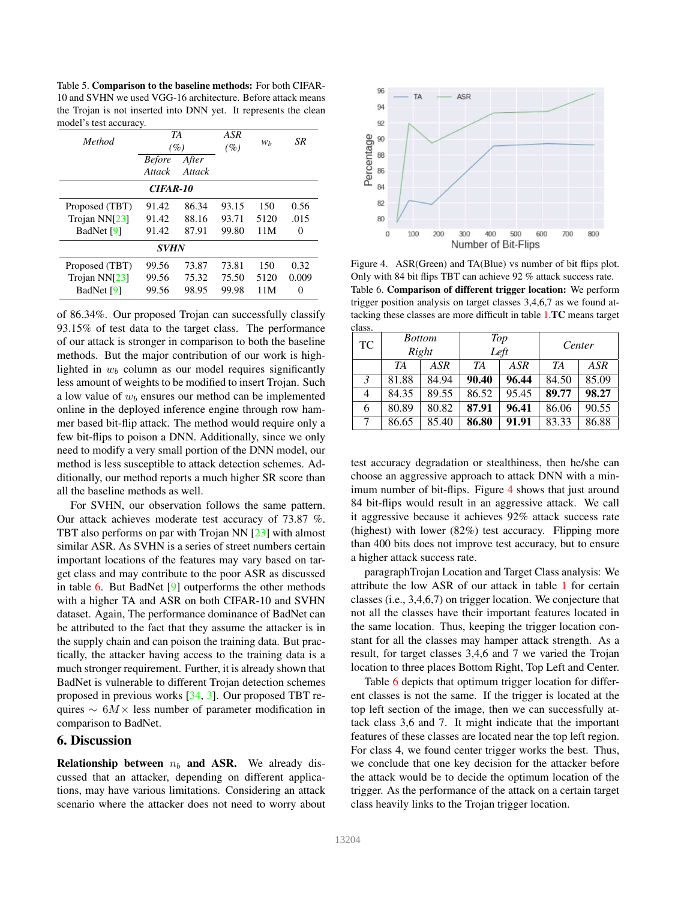Table 5. **Comparison to the baseline methods:** For both CIFAR-10 and SVHN we used VGG-16 architecture. Before attack means the Trojan is not inserted into DNN yet. It represents the clean model's test accuracy.

| *Method* | *TA (%)* | | *ASR (%)* | $w_b$ | *SR* |
|---|---|---|---|---|---|
| | *Before Attack* | *After Attack* | | | |
| ***CIFAR-10*** | | | | | |
| Proposed (TBT) | 91.42 | 86.34 | 93.15 | 150 | 0.56 |
| Trojan NN[23] | 91.42 | 88.16 | 93.71 | 5120 | .015 |
| BadNet [9] | 91.42 | 87.91 | 99.80 | 11M | 0 |
| ***SVHN*** | | | | | |
| Proposed (TBT) | 99.56 | 73.87 | 73.81 | 150 | 0.32 |
| Trojan NN[23] | 99.56 | 75.32 | 75.50 | 5120 | 0.009 |
| BadNet [9] | 99.56 | 98.95 | 99.98 | 11M | 0 |

of 86.34%. Our proposed Trojan can successfully classify 93.15% of test data to the target class. The performance of our attack is stronger in comparison to both the baseline methods. But the major contribution of our work is highlighted in $w_b$ column as our model requires significantly less amount of weights to be modified to insert Trojan. Such a low value of $w_b$ ensures our method can be implemented online in the deployed inference engine through row hammer based bit-flip attack. The method would require only a few bit-flips to poison a DNN. Additionally, since we only need to modify a very small portion of the DNN model, our method is less susceptible to attack detection schemes. Additionally, our method reports a much higher SR score than all the baseline methods as well.

For SVHN, our observation follows the same pattern. Our attack achieves moderate test accuracy of 73.87 %. TBT also performs on par with Trojan NN [23] with almost similar ASR. As SVHN is a series of street numbers certain important locations of the features may vary based on target class and may contribute to the poor ASR as discussed in table 6. But BadNet [9] outperforms the other methods with a higher TA and ASR on both CIFAR-10 and SVHN dataset. Again, The performance dominance of BadNet can be attributed to the fact that they assume the attacker is in the supply chain and can poison the training data. But practically, the attacker having access to the training data is a much stronger requirement. Further, it is already shown that BadNet is vulnerable to different Trojan detection schemes proposed in previous works [34, 3]. Our proposed TBT requires $\sim 6M\times$ less number of parameter modification in comparison to BadNet.

## 6. Discussion

**Relationship between $n_b$ and ASR.** We already discussed that an attacker, depending on different applications, may have various limitations. Considering an attack scenario where the attacker does not need to worry about test accuracy degradation or stealthiness, then he/she can choose an aggressive approach to attack DNN with a minimum number of bit-flips. Figure 4 shows that just around 84 bit-flips would result in an aggressive attack. We call it aggressive because it achieves 92% attack success rate (highest) with lower (82%) test accuracy. Flipping more than 400 bits does not improve test accuracy, but to ensure a higher attack success rate.

TA
ASR
Percentage
Number of Bit-Flips
96
94
92
90
88
86
84
82
80
0
100
200
300
400
500
600
700
800

Figure 4. ASR(Green) and TA(Blue) vs number of bit flips plot. Only with 84 bit flips TBT can achieve 92 % attack success rate.

Table 6. **Comparison of different trigger location:** We perform trigger position analysis on target classes 3,4,6,7 as we found attacking these classes are more difficult in table 1.**TC** means target class.

| TC | *Bottom Right* | | *Top Left* | | *Center* | |
|---|---|---|---|---|---|---|
| | *TA* | *ASR* | *TA* | *ASR* | *TA* | *ASR* |
| *3* | 81.88 | 84.94 | **90.40** | **96.44** | 84.50 | 85.09 |
| 4 | 84.35 | 89.55 | 86.52 | 95.45 | **89.77** | **98.27** |
| 6 | 80.89 | 80.82 | **87.91** | **96.41** | 86.06 | 90.55 |
| 7 | 86.65 | 85.40 | **86.80** | **91.91** | 83.33 | 86.88 |

paragraphTrojan Location and Target Class analysis: We attribute the low ASR of our attack in table 1 for certain classes (i.e., 3,4,6,7) on trigger location. We conjecture that not all the classes have their important features located in the same location. Thus, keeping the trigger location constant for all the classes may hamper attack strength. As a result, for target classes 3,4,6 and 7 we varied the Trojan location to three places Bottom Right, Top Left and Center.

Table 6 depicts that optimum trigger location for different classes is not the same. If the trigger is located at the top left section of the image, then we can successfully attack class 3,6 and 7. It might indicate that the important features of these classes are located near the top left region. For class 4, we found center trigger works the best. Thus, we conclude that one key decision for the attacker before the attack would be to decide the optimum location of the trigger. As the performance of the attack on a certain target class heavily links to the Trojan trigger location.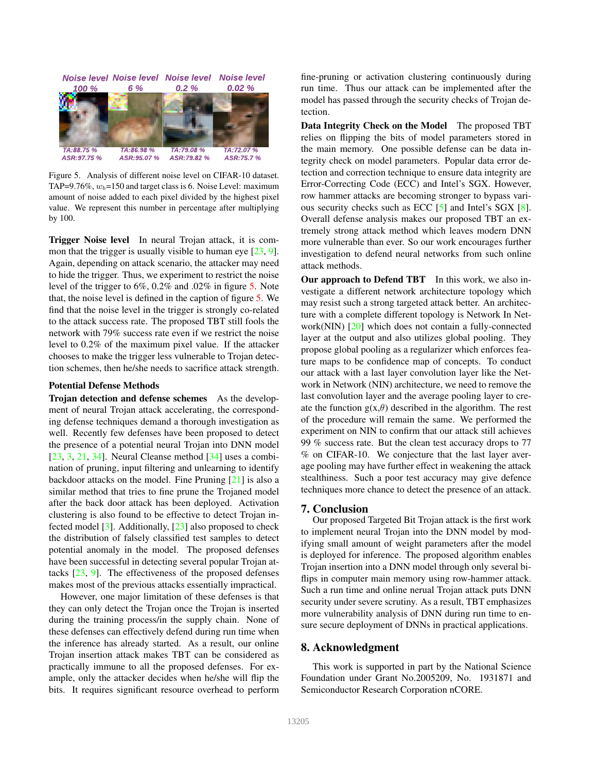Noise level 100 %

Noise level 6 %

Noise level 0.2 %

Noise level 0.02 %

TA:88.75 % ASR:97.75 %

TA:86.98 % ASR:95.07 %

TA:79.08 % ASR:79.82 %

TA:72.07 % ASR:75.7 %

Figure 5. Analysis of different noise level on CIFAR-10 dataset. TAP=9.76%, $w_b$=150 and target class is 6. Noise Level: maximum amount of noise added to each pixel divided by the highest pixel value. We represent this number in percentage after multiplying by 100.

**Trigger Noise level** In neural Trojan attack, it is common that the trigger is usually visible to human eye [23, 9]. Again, depending on attack scenario, the attacker may need to hide the trigger. Thus, we experiment to restrict the noise level of the trigger to 6%, 0.2% and .02% in figure 5. Note that, the noise level is defined in the caption of figure 5. We find that the noise level in the trigger is strongly co-related to the attack success rate. The proposed TBT still fools the network with 79% success rate even if we restrict the noise level to 0.2% of the maximum pixel value. If the attacker chooses to make the trigger less vulnerable to Trojan detection schemes, then he/she needs to sacrifice attack strength.

**Potential Defense Methods**

**Trojan detection and defense schemes** As the development of neural Trojan attack accelerating, the corresponding defense techniques demand a thorough investigation as well. Recently few defenses have been proposed to detect the presence of a potential neural Trojan into DNN model [23, 3, 21, 34]. Neural Cleanse method [34] uses a combination of pruning, input filtering and unlearning to identify backdoor attacks on the model. Fine Pruning [21] is also a similar method that tries to fine prune the Trojaned model after the back door attack has been deployed. Activation clustering is also found to be effective to detect Trojan infected model [3]. Additionally, [23] also proposed to check the distribution of falsely classified test samples to detect potential anomaly in the model. The proposed defenses have been successful in detecting several popular Trojan attacks [23, 9]. The effectiveness of the proposed defenses makes most of the previous attacks essentially impractical.

However, one major limitation of these defenses is that they can only detect the Trojan once the Trojan is inserted during the training process/in the supply chain. None of these defenses can effectively defend during run time when the inference has already started. As a result, our online Trojan insertion attack makes TBT can be considered as practically immune to all the proposed defenses. For example, only the attacker decides when he/she will flip the bits. It requires significant resource overhead to perform fine-pruning or activation clustering continuously during run time. Thus our attack can be implemented after the model has passed through the security checks of Trojan detection.

**Data Integrity Check on the Model** The proposed TBT relies on flipping the bits of model parameters stored in the main memory. One possible defense can be data integrity check on model parameters. Popular data error detection and correction technique to ensure data integrity are Error-Correcting Code (ECC) and Intel's SGX. However, row hammer attacks are becoming stronger to bypass various security checks such as ECC [5] and Intel's SGX [8]. Overall defense analysis makes our proposed TBT an extremely strong attack method which leaves modern DNN more vulnerable than ever. So our work encourages further investigation to defend neural networks from such online attack methods.

**Our approach to Defend TBT** In this work, we also investigate a different network architecture topology which may resist such a strong targeted attack better. An architecture with a complete different topology is Network In Network(NIN) [20] which does not contain a fully-connected layer at the output and also utilizes global pooling. They propose global pooling as a regularizer which enforces feature maps to be confidence map of concepts. To conduct our attack with a last layer convolution layer like the Network in Network (NIN) architecture, we need to remove the last convolution layer and the average pooling layer to create the function g(x,$\theta$) described in the algorithm. The rest of the procedure will remain the same. We performed the experiment on NIN to confirm that our attack still achieves 99 % success rate. But the clean test accuracy drops to 77 % on CIFAR-10. We conjecture that the last layer average pooling may have further effect in weakening the attack stealthiness. Such a poor test accuracy may give defence techniques more chance to detect the presence of an attack.

## 7. Conclusion

Our proposed Targeted Bit Trojan attack is the first work to implement neural Trojan into the DNN model by modifying small amount of weight parameters after the model is deployed for inference. The proposed algorithm enables Trojan insertion into a DNN model through only several biflips in computer main memory using row-hammer attack. Such a run time and online nerual Trojan attack puts DNN security under severe scrutiny. As a result, TBT emphasizes more vulnerability analysis of DNN during run time to ensure secure deployment of DNNs in practical applications.

## 8. Acknowledgment

This work is supported in part by the National Science Foundation under Grant No.2005209, No. 1931871 and Semiconductor Research Corporation nCORE.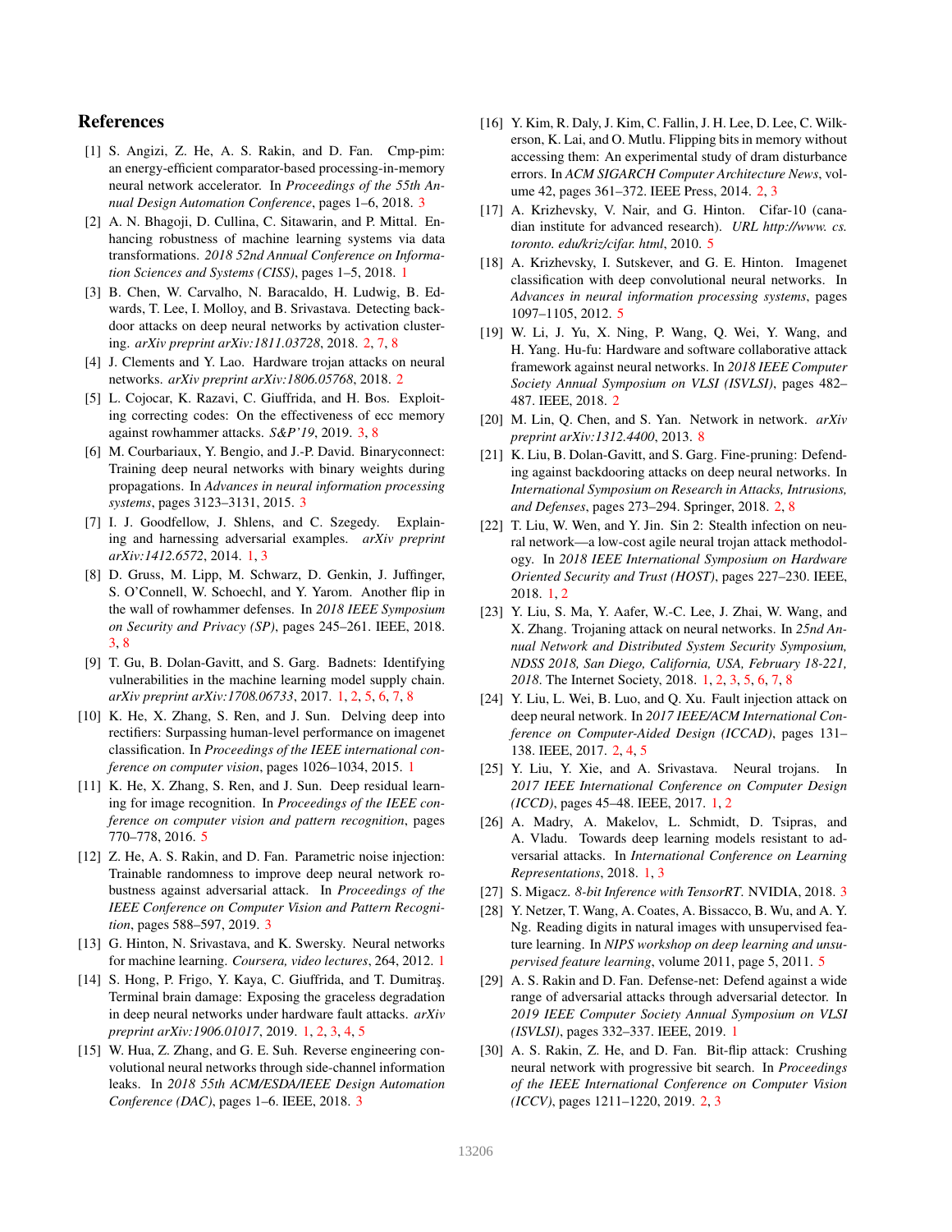# References

[1] S. Angizi, Z. He, A. S. Rakin, and D. Fan. Cmp-pim: an energy-efficient comparator-based processing-in-memory neural network accelerator. In *Proceedings of the 55th Annual Design Automation Conference*, pages 1–6, 2018. 3

[2] A. N. Bhagoji, D. Cullina, C. Sitawarin, and P. Mittal. Enhancing robustness of machine learning systems via data transformations. *2018 52nd Annual Conference on Information Sciences and Systems (CISS)*, pages 1–5, 2018. 1

[3] B. Chen, W. Carvalho, N. Baracaldo, H. Ludwig, B. Edwards, T. Lee, I. Molloy, and B. Srivastava. Detecting backdoor attacks on deep neural networks by activation clustering. *arXiv preprint arXiv:1811.03728*, 2018. 2, 7, 8

[4] J. Clements and Y. Lao. Hardware trojan attacks on neural networks. *arXiv preprint arXiv:1806.05768*, 2018. 2

[5] L. Cojocar, K. Razavi, C. Giuffrida, and H. Bos. Exploiting correcting codes: On the effectiveness of ecc memory against rowhammer attacks. *S&P'19*, 2019. 3, 8

[6] M. Courbariaux, Y. Bengio, and J.-P. David. Binaryconnect: Training deep neural networks with binary weights during propagations. In *Advances in neural information processing systems*, pages 3123–3131, 2015. 3

[7] I. J. Goodfellow, J. Shlens, and C. Szegedy. Explaining and harnessing adversarial examples. *arXiv preprint arXiv:1412.6572*, 2014. 1, 3

[8] D. Gruss, M. Lipp, M. Schwarz, D. Genkin, J. Juffinger, S. O'Connell, W. Schoechl, and Y. Yarom. Another flip in the wall of rowhammer defenses. In *2018 IEEE Symposium on Security and Privacy (SP)*, pages 245–261. IEEE, 2018. 3, 8

[9] T. Gu, B. Dolan-Gavitt, and S. Garg. Badnets: Identifying vulnerabilities in the machine learning model supply chain. *arXiv preprint arXiv:1708.06733*, 2017. 1, 2, 5, 6, 7, 8

[10] K. He, X. Zhang, S. Ren, and J. Sun. Delving deep into rectifiers: Surpassing human-level performance on imagenet classification. In *Proceedings of the IEEE international conference on computer vision*, pages 1026–1034, 2015. 1

[11] K. He, X. Zhang, S. Ren, and J. Sun. Deep residual learning for image recognition. In *Proceedings of the IEEE conference on computer vision and pattern recognition*, pages 770–778, 2016. 5

[12] Z. He, A. S. Rakin, and D. Fan. Parametric noise injection: Trainable randomness to improve deep neural network robustness against adversarial attack. In *Proceedings of the IEEE Conference on Computer Vision and Pattern Recognition*, pages 588–597, 2019. 3

[13] G. Hinton, N. Srivastava, and K. Swersky. Neural networks for machine learning. *Coursera, video lectures*, 264, 2012. 1

[14] S. Hong, P. Frigo, Y. Kaya, C. Giuffrida, and T. Dumitraş. Terminal brain damage: Exposing the graceless degradation in deep neural networks under hardware fault attacks. *arXiv preprint arXiv:1906.01017*, 2019. 1, 2, 3, 4, 5

[15] W. Hua, Z. Zhang, and G. E. Suh. Reverse engineering convolutional neural networks through side-channel information leaks. In *2018 55th ACM/ESDA/IEEE Design Automation Conference (DAC)*, pages 1–6. IEEE, 2018. 3

[16] Y. Kim, R. Daly, J. Kim, C. Fallin, J. H. Lee, D. Lee, C. Wilkerson, K. Lai, and O. Mutlu. Flipping bits in memory without accessing them: An experimental study of dram disturbance errors. In *ACM SIGARCH Computer Architecture News*, volume 42, pages 361–372. IEEE Press, 2014. 2, 3

[17] A. Krizhevsky, V. Nair, and G. Hinton. Cifar-10 (canadian institute for advanced research). *URL http://www. cs. toronto. edu/kriz/cifar. html*, 2010. 5

[18] A. Krizhevsky, I. Sutskever, and G. E. Hinton. Imagenet classification with deep convolutional neural networks. In *Advances in neural information processing systems*, pages 1097–1105, 2012. 5

[19] W. Li, J. Yu, X. Ning, P. Wang, Q. Wei, Y. Wang, and H. Yang. Hu-fu: Hardware and software collaborative attack framework against neural networks. In *2018 IEEE Computer Society Annual Symposium on VLSI (ISVLSI)*, pages 482–487. IEEE, 2018. 2

[20] M. Lin, Q. Chen, and S. Yan. Network in network. *arXiv preprint arXiv:1312.4400*, 2013. 8

[21] K. Liu, B. Dolan-Gavitt, and S. Garg. Fine-pruning: Defending against backdooring attacks on deep neural networks. In *International Symposium on Research in Attacks, Intrusions, and Defenses*, pages 273–294. Springer, 2018. 2, 8

[22] T. Liu, W. Wen, and Y. Jin. Sin 2: Stealth infection on neural network—a low-cost agile neural trojan attack methodology. In *2018 IEEE International Symposium on Hardware Oriented Security and Trust (HOST)*, pages 227–230. IEEE, 2018. 1, 2

[23] Y. Liu, S. Ma, Y. Aafer, W.-C. Lee, J. Zhai, W. Wang, and X. Zhang. Trojaning attack on neural networks. In *25nd Annual Network and Distributed System Security Symposium, NDSS 2018, San Diego, California, USA, February 18-221, 2018*. The Internet Society, 2018. 1, 2, 3, 5, 6, 7, 8

[24] Y. Liu, L. Wei, B. Luo, and Q. Xu. Fault injection attack on deep neural network. In *2017 IEEE/ACM International Conference on Computer-Aided Design (ICCAD)*, pages 131–138. IEEE, 2017. 2, 4, 5

[25] Y. Liu, Y. Xie, and A. Srivastava. Neural trojans. In *2017 IEEE International Conference on Computer Design (ICCD)*, pages 45–48. IEEE, 2017. 1, 2

[26] A. Madry, A. Makelov, L. Schmidt, D. Tsipras, and A. Vladu. Towards deep learning models resistant to adversarial attacks. In *International Conference on Learning Representations*, 2018. 1, 3

[27] S. Migacz. *8-bit Inference with TensorRT*. NVIDIA, 2018. 3

[28] Y. Netzer, T. Wang, A. Coates, A. Bissacco, B. Wu, and A. Y. Ng. Reading digits in natural images with unsupervised feature learning. In *NIPS workshop on deep learning and unsupervised feature learning*, volume 2011, page 5, 2011. 5

[29] A. S. Rakin and D. Fan. Defense-net: Defend against a wide range of adversarial attacks through adversarial detector. In *2019 IEEE Computer Society Annual Symposium on VLSI (ISVLSI)*, pages 332–337. IEEE, 2019. 1

[30] A. S. Rakin, Z. He, and D. Fan. Bit-flip attack: Crushing neural network with progressive bit search. In *Proceedings of the IEEE International Conference on Computer Vision (ICCV)*, pages 1211–1220, 2019. 2, 3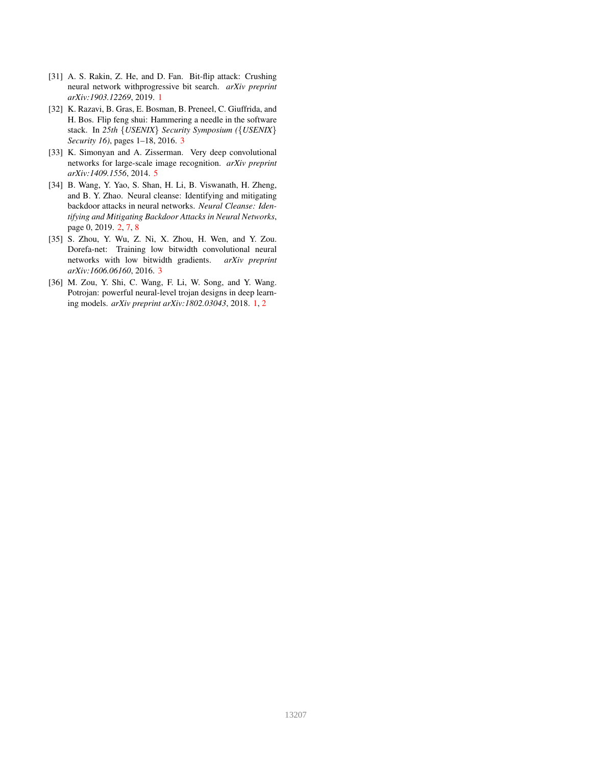[31] A. S. Rakin, Z. He, and D. Fan. Bit-flip attack: Crushing neural network withprogressive bit search. *arXiv preprint arXiv:1903.12269*, 2019. 1

[32] K. Razavi, B. Gras, E. Bosman, B. Preneel, C. Giuffrida, and H. Bos. Flip feng shui: Hammering a needle in the software stack. In *25th {USENIX} Security Symposium ({USENIX} Security 16)*, pages 1–18, 2016. 3

[33] K. Simonyan and A. Zisserman. Very deep convolutional networks for large-scale image recognition. *arXiv preprint arXiv:1409.1556*, 2014. 5

[34] B. Wang, Y. Yao, S. Shan, H. Li, B. Viswanath, H. Zheng, and B. Y. Zhao. Neural cleanse: Identifying and mitigating backdoor attacks in neural networks. *Neural Cleanse: Identifying and Mitigating Backdoor Attacks in Neural Networks*, page 0, 2019. 2, 7, 8

[35] S. Zhou, Y. Wu, Z. Ni, X. Zhou, H. Wen, and Y. Zou. Dorefa-net: Training low bitwidth convolutional neural networks with low bitwidth gradients. *arXiv preprint arXiv:1606.06160*, 2016. 3

[36] M. Zou, Y. Shi, C. Wang, F. Li, W. Song, and Y. Wang. Potrojan: powerful neural-level trojan designs in deep learning models. *arXiv preprint arXiv:1802.03043*, 2018. 1, 2